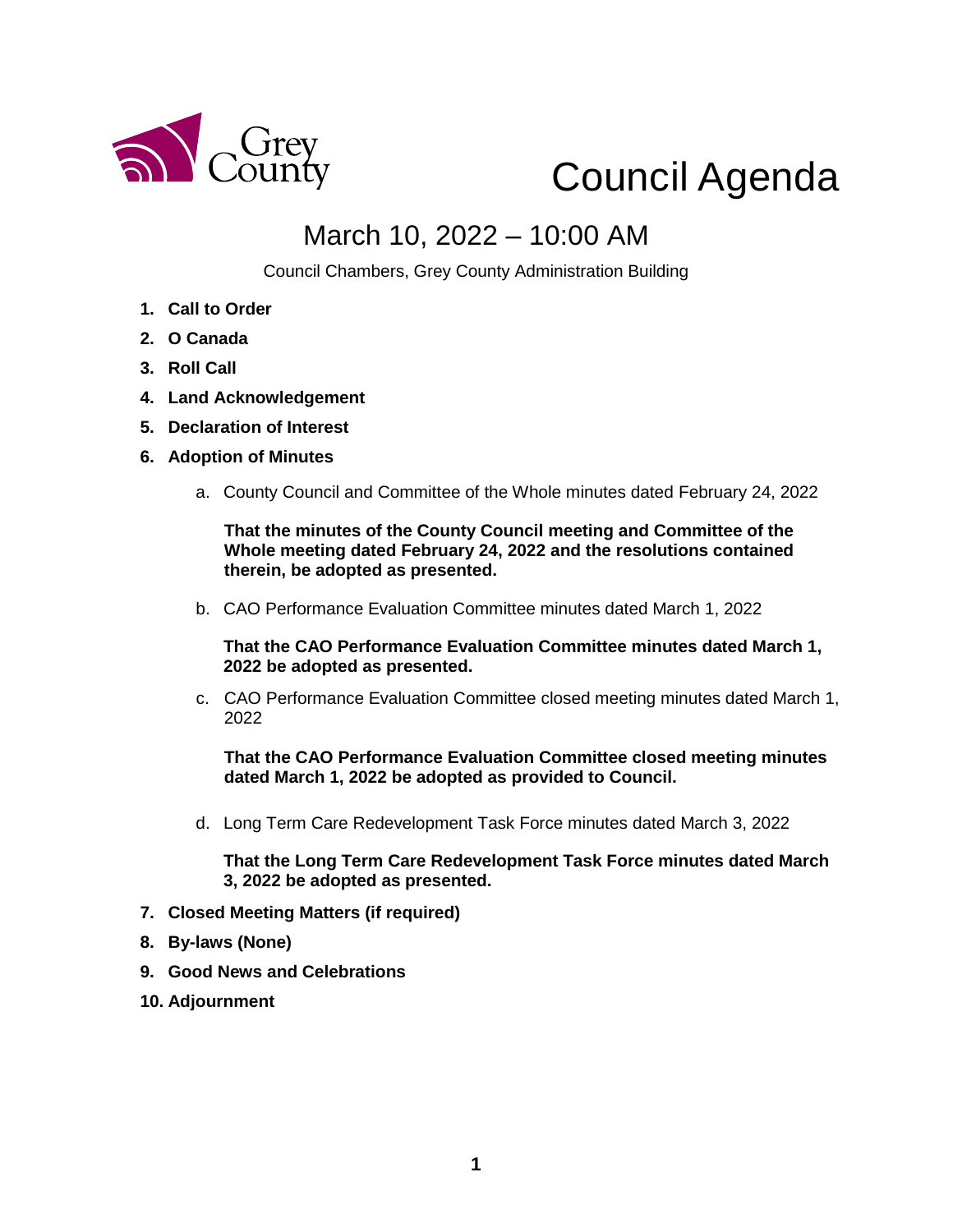Grey County

# Council Agenda

## March 10, 2022 – 10:00 AM

Council Chambers, Grey County Administration Building

1. **Call to Order**
2. **O Canada**
3. **Roll Call**
4. **Land Acknowledgement**
5. **Declaration of Interest**
6. **Adoption of Minutes**

   a. County Council and Committee of the Whole minutes dated February 24, 2022

   **That the minutes of the County Council meeting and Committee of the Whole meeting dated February 24, 2022 and the resolutions contained therein, be adopted as presented.**

   b. CAO Performance Evaluation Committee minutes dated March 1, 2022

   **That the CAO Performance Evaluation Committee minutes dated March 1, 2022 be adopted as presented.**

   c. CAO Performance Evaluation Committee closed meeting minutes dated March 1, 2022

   **That the CAO Performance Evaluation Committee closed meeting minutes dated March 1, 2022 be adopted as provided to Council.**

   d. Long Term Care Redevelopment Task Force minutes dated March 3, 2022

   **That the Long Term Care Redevelopment Task Force minutes dated March 3, 2022 be adopted as presented.**

7. **Closed Meeting Matters (if required)**
8. **By-laws (None)**
9. **Good News and Celebrations**
10. **Adjournment**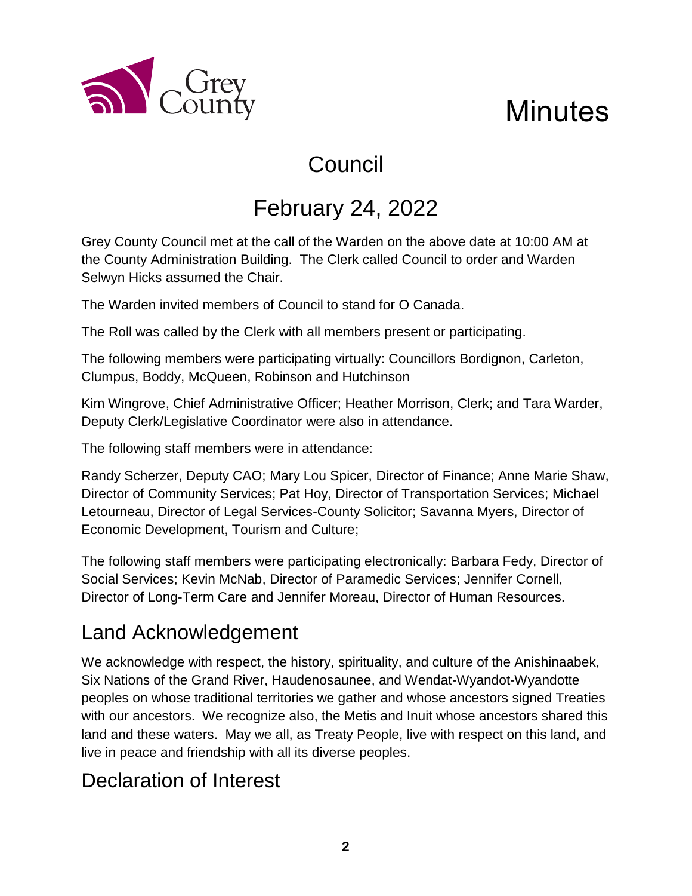# Minutes

## Council

## February 24, 2022

Grey County Council met at the call of the Warden on the above date at 10:00 AM at the County Administration Building. The Clerk called Council to order and Warden Selwyn Hicks assumed the Chair.

The Warden invited members of Council to stand for O Canada.

The Roll was called by the Clerk with all members present or participating.

The following members were participating virtually: Councillors Bordignon, Carleton, Clumpus, Boddy, McQueen, Robinson and Hutchinson

Kim Wingrove, Chief Administrative Officer; Heather Morrison, Clerk; and Tara Warder, Deputy Clerk/Legislative Coordinator were also in attendance.

The following staff members were in attendance:

Randy Scherzer, Deputy CAO; Mary Lou Spicer, Director of Finance; Anne Marie Shaw, Director of Community Services; Pat Hoy, Director of Transportation Services; Michael Letourneau, Director of Legal Services-County Solicitor; Savanna Myers, Director of Economic Development, Tourism and Culture;

The following staff members were participating electronically: Barbara Fedy, Director of Social Services; Kevin McNab, Director of Paramedic Services; Jennifer Cornell, Director of Long-Term Care and Jennifer Moreau, Director of Human Resources.

## Land Acknowledgement

We acknowledge with respect, the history, spirituality, and culture of the Anishinaabek, Six Nations of the Grand River, Haudenosaunee, and Wendat-Wyandot-Wyandotte peoples on whose traditional territories we gather and whose ancestors signed Treaties with our ancestors. We recognize also, the Metis and Inuit whose ancestors shared this land and these waters. May we all, as Treaty People, live with respect on this land, and live in peace and friendship with all its diverse peoples.

## Declaration of Interest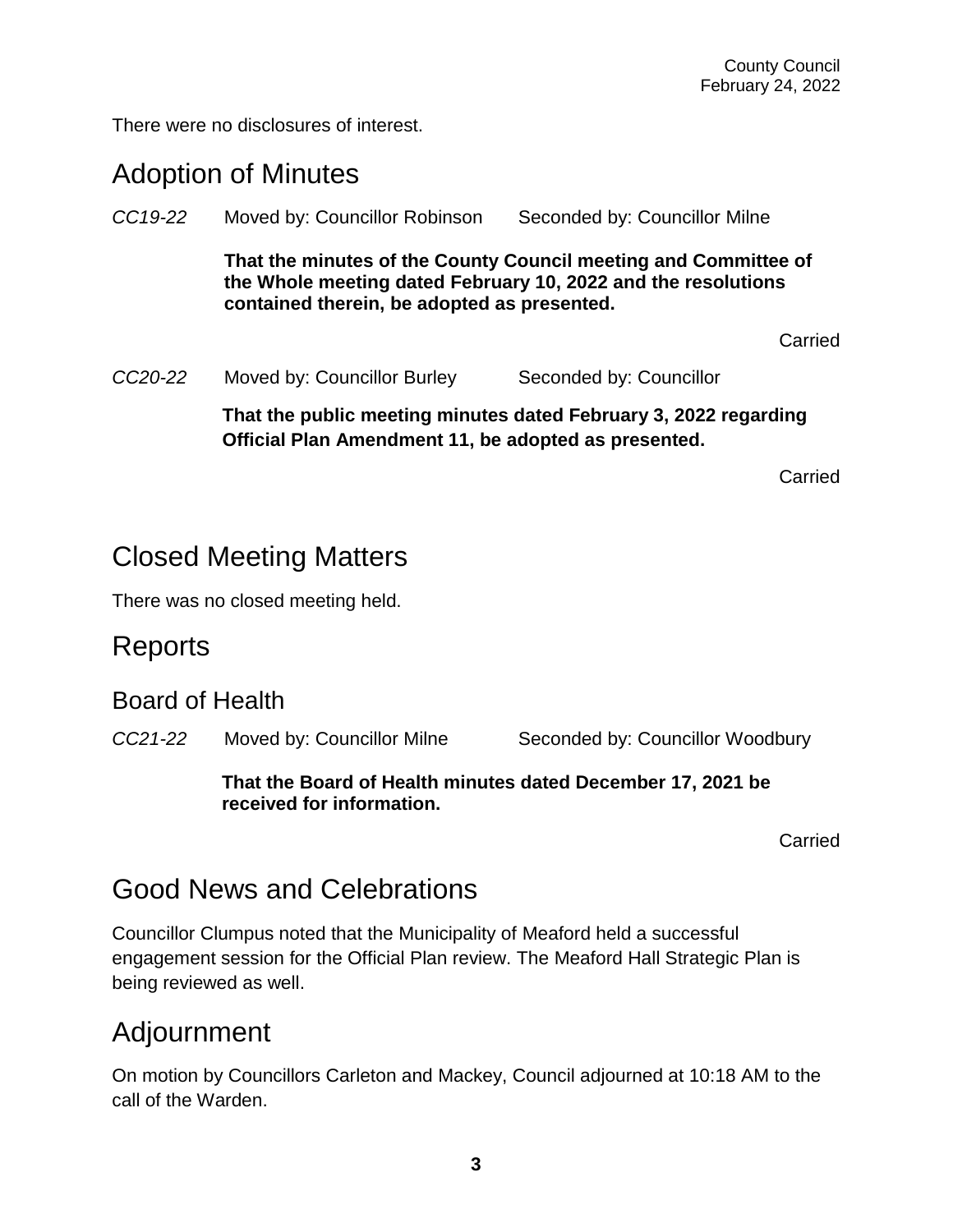There were no disclosures of interest.

## Adoption of Minutes

*CC19-22* Moved by: Councillor Robinson Seconded by: Councillor Milne

**That the minutes of the County Council meeting and Committee of the Whole meeting dated February 10, 2022 and the resolutions contained therein, be adopted as presented.**

Carried

*CC20-22* Moved by: Councillor Burley Seconded by: Councillor

**That the public meeting minutes dated February 3, 2022 regarding Official Plan Amendment 11, be adopted as presented.**

Carried

## Closed Meeting Matters

There was no closed meeting held.

## Reports

### Board of Health

*CC21-22* Moved by: Councillor Milne Seconded by: Councillor Woodbury

**That the Board of Health minutes dated December 17, 2021 be received for information.**

Carried

## Good News and Celebrations

Councillor Clumpus noted that the Municipality of Meaford held a successful engagement session for the Official Plan review. The Meaford Hall Strategic Plan is being reviewed as well.

## Adjournment

On motion by Councillors Carleton and Mackey, Council adjourned at 10:18 AM to the call of the Warden.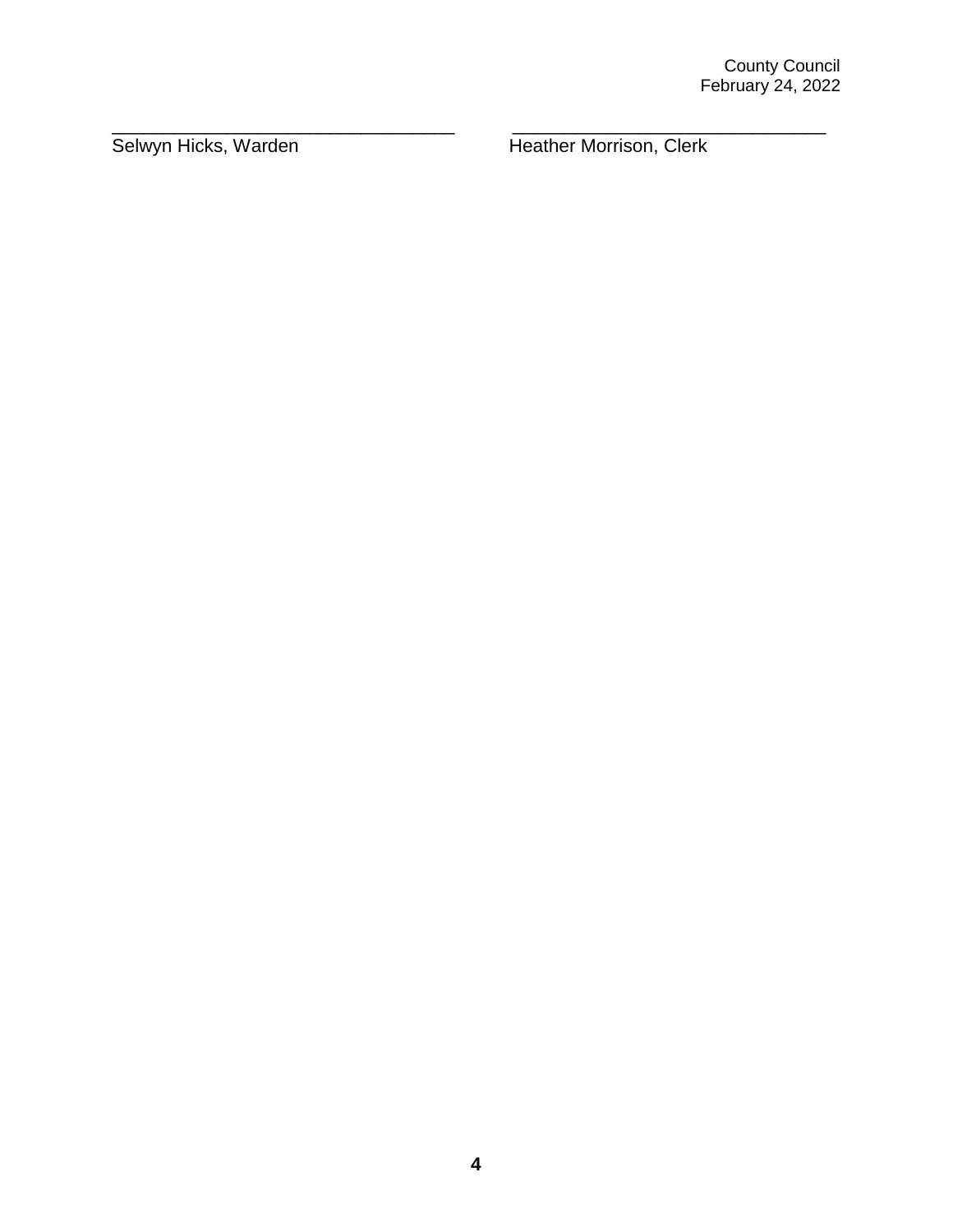\_\_\_\_\_\_\_\_\_\_\_\_\_\_\_\_\_\_\_\_\_\_\_\_\_\_\_\_\_\_\_\_\_\_\_
Selwyn Hicks, Warden

\_\_\_\_\_\_\_\_\_\_\_\_\_\_\_\_\_\_\_\_\_\_\_\_\_\_\_\_\_\_\_\_\_\_\_
Heather Morrison, Clerk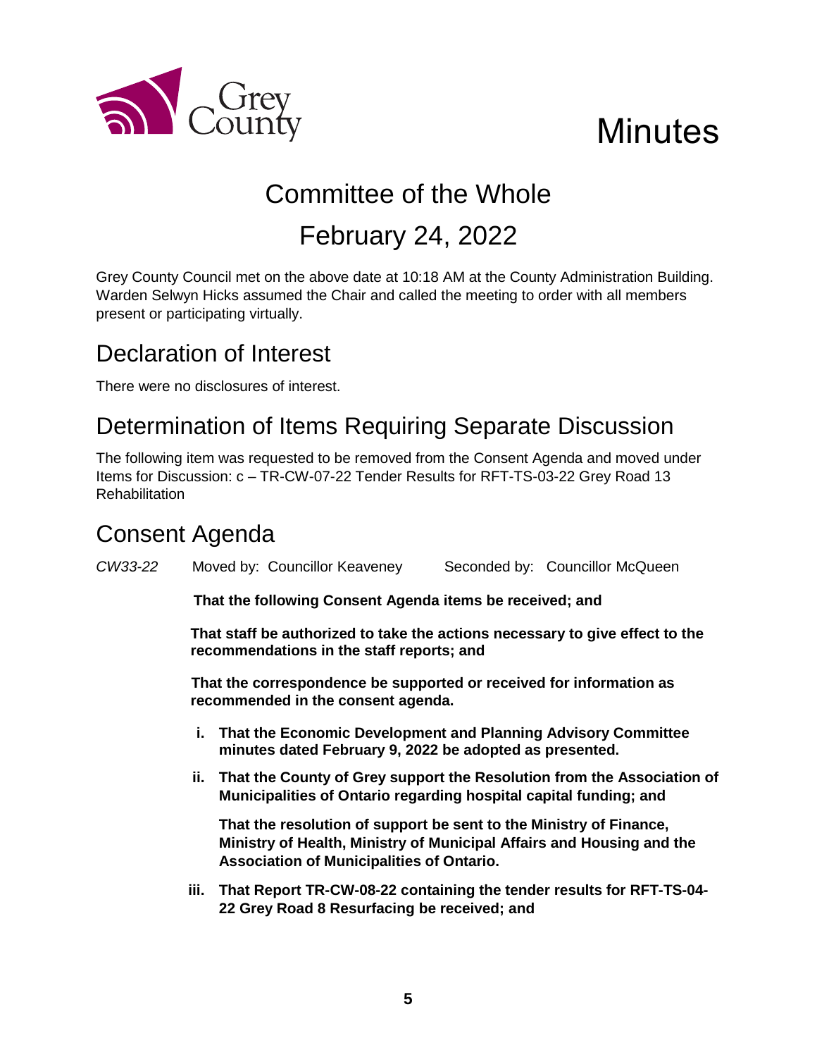# Minutes

## Committee of the Whole

## February 24, 2022

Grey County Council met on the above date at 10:18 AM at the County Administration Building. Warden Selwyn Hicks assumed the Chair and called the meeting to order with all members present or participating virtually.

## Declaration of Interest

There were no disclosures of interest.

## Determination of Items Requiring Separate Discussion

The following item was requested to be removed from the Consent Agenda and moved under Items for Discussion: c – TR-CW-07-22 Tender Results for RFT-TS-03-22 Grey Road 13 Rehabilitation

## Consent Agenda

*CW33-22* Moved by: Councillor Keaveney Seconded by: Councillor McQueen

**That the following Consent Agenda items be received; and**

**That staff be authorized to take the actions necessary to give effect to the recommendations in the staff reports; and**

**That the correspondence be supported or received for information as recommended in the consent agenda.**

- **i. That the Economic Development and Planning Advisory Committee minutes dated February 9, 2022 be adopted as presented.**
- **ii. That the County of Grey support the Resolution from the Association of Municipalities of Ontario regarding hospital capital funding; and**

  **That the resolution of support be sent to the Ministry of Finance, Ministry of Health, Ministry of Municipal Affairs and Housing and the Association of Municipalities of Ontario.**
- **iii. That Report TR-CW-08-22 containing the tender results for RFT-TS-04-22 Grey Road 8 Resurfacing be received; and**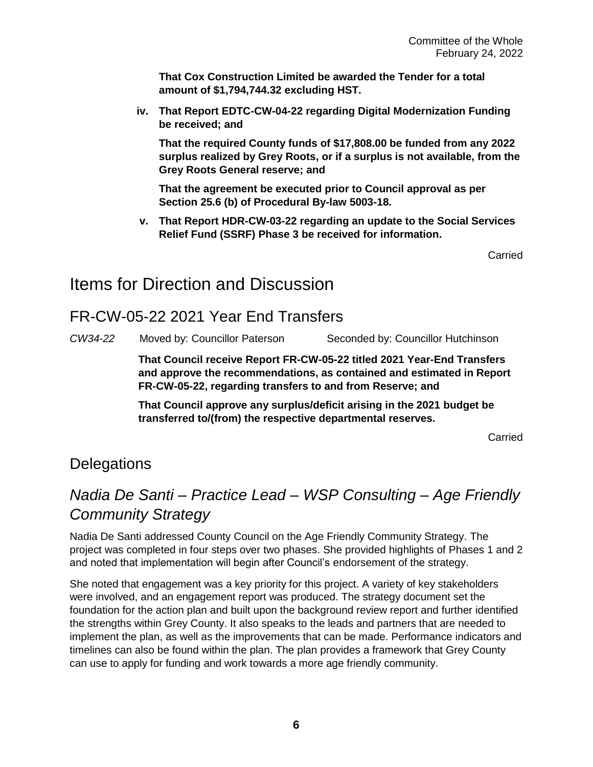**That Cox Construction Limited be awarded the Tender for a total amount of $1,794,744.32 excluding HST.**

iv. **That Report EDTC-CW-04-22 regarding Digital Modernization Funding be received; and**

   **That the required County funds of $17,808.00 be funded from any 2022 surplus realized by Grey Roots, or if a surplus is not available, from the Grey Roots General reserve; and**

   **That the agreement be executed prior to Council approval as per Section 25.6 (b) of Procedural By-law 5003-18.**

v. **That Report HDR-CW-03-22 regarding an update to the Social Services Relief Fund (SSRF) Phase 3 be received for information.**

Carried

# Items for Direction and Discussion

## FR-CW-05-22 2021 Year End Transfers

*CW34-22* Moved by: Councillor Paterson Seconded by: Councillor Hutchinson

**That Council receive Report FR-CW-05-22 titled 2021 Year-End Transfers and approve the recommendations, as contained and estimated in Report FR-CW-05-22, regarding transfers to and from Reserve; and**

**That Council approve any surplus/deficit arising in the 2021 budget be transferred to/(from) the respective departmental reserves.**

Carried

# Delegations

## *Nadia De Santi – Practice Lead – WSP Consulting – Age Friendly Community Strategy*

Nadia De Santi addressed County Council on the Age Friendly Community Strategy. The project was completed in four steps over two phases. She provided highlights of Phases 1 and 2 and noted that implementation will begin after Council's endorsement of the strategy.

She noted that engagement was a key priority for this project. A variety of key stakeholders were involved, and an engagement report was produced. The strategy document set the foundation for the action plan and built upon the background review report and further identified the strengths within Grey County. It also speaks to the leads and partners that are needed to implement the plan, as well as the improvements that can be made. Performance indicators and timelines can also be found within the plan. The plan provides a framework that Grey County can use to apply for funding and work towards a more age friendly community.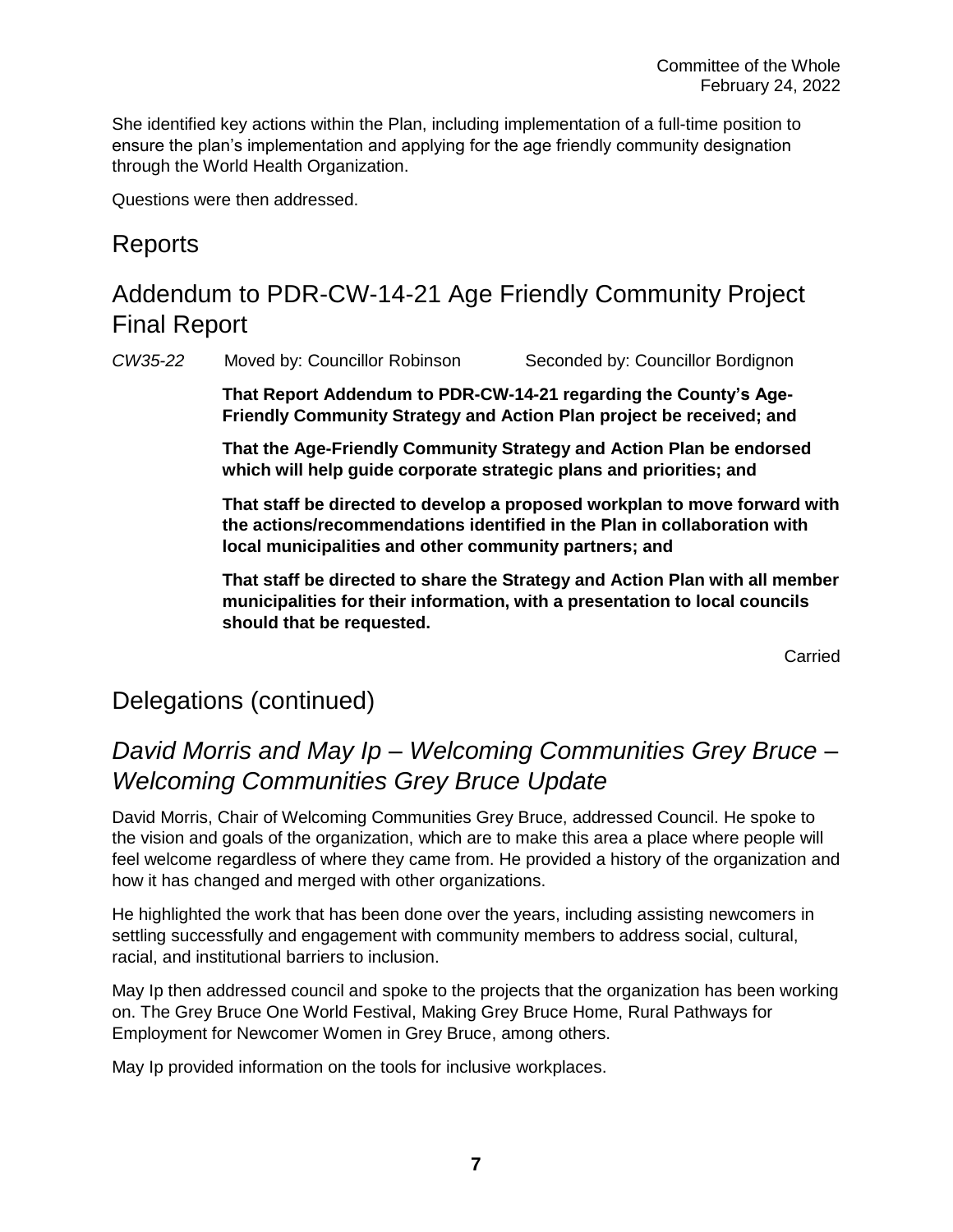She identified key actions within the Plan, including implementation of a full-time position to ensure the plan's implementation and applying for the age friendly community designation through the World Health Organization.

Questions were then addressed.

# Reports

## Addendum to PDR-CW-14-21 Age Friendly Community Project Final Report

*CW35-22* Moved by: Councillor Robinson Seconded by: Councillor Bordignon

**That Report Addendum to PDR-CW-14-21 regarding the County's Age-Friendly Community Strategy and Action Plan project be received; and**

**That the Age-Friendly Community Strategy and Action Plan be endorsed which will help guide corporate strategic plans and priorities; and**

**That staff be directed to develop a proposed workplan to move forward with the actions/recommendations identified in the Plan in collaboration with local municipalities and other community partners; and**

**That staff be directed to share the Strategy and Action Plan with all member municipalities for their information, with a presentation to local councils should that be requested.**

Carried

# Delegations (continued)

## *David Morris and May Ip – Welcoming Communities Grey Bruce – Welcoming Communities Grey Bruce Update*

David Morris, Chair of Welcoming Communities Grey Bruce, addressed Council. He spoke to the vision and goals of the organization, which are to make this area a place where people will feel welcome regardless of where they came from. He provided a history of the organization and how it has changed and merged with other organizations.

He highlighted the work that has been done over the years, including assisting newcomers in settling successfully and engagement with community members to address social, cultural, racial, and institutional barriers to inclusion.

May Ip then addressed council and spoke to the projects that the organization has been working on. The Grey Bruce One World Festival, Making Grey Bruce Home, Rural Pathways for Employment for Newcomer Women in Grey Bruce, among others.

May Ip provided information on the tools for inclusive workplaces.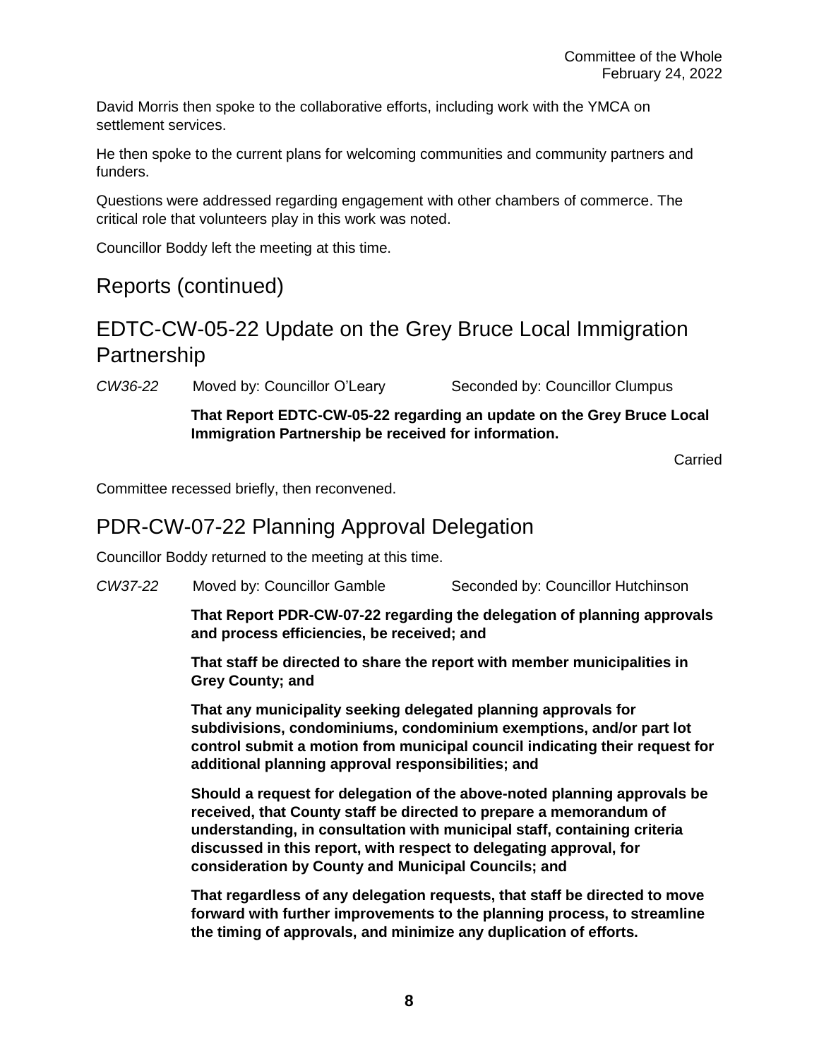David Morris then spoke to the collaborative efforts, including work with the YMCA on settlement services.

He then spoke to the current plans for welcoming communities and community partners and funders.

Questions were addressed regarding engagement with other chambers of commerce. The critical role that volunteers play in this work was noted.

Councillor Boddy left the meeting at this time.

## Reports (continued)

## EDTC-CW-05-22 Update on the Grey Bruce Local Immigration Partnership

*CW36-22* Moved by: Councillor O'Leary Seconded by: Councillor Clumpus

**That Report EDTC-CW-05-22 regarding an update on the Grey Bruce Local Immigration Partnership be received for information.**

Carried

Committee recessed briefly, then reconvened.

## PDR-CW-07-22 Planning Approval Delegation

Councillor Boddy returned to the meeting at this time.

*CW37-22* Moved by: Councillor Gamble Seconded by: Councillor Hutchinson

**That Report PDR-CW-07-22 regarding the delegation of planning approvals and process efficiencies, be received; and**

**That staff be directed to share the report with member municipalities in Grey County; and**

**That any municipality seeking delegated planning approvals for subdivisions, condominiums, condominium exemptions, and/or part lot control submit a motion from municipal council indicating their request for additional planning approval responsibilities; and**

**Should a request for delegation of the above-noted planning approvals be received, that County staff be directed to prepare a memorandum of understanding, in consultation with municipal staff, containing criteria discussed in this report, with respect to delegating approval, for consideration by County and Municipal Councils; and**

**That regardless of any delegation requests, that staff be directed to move forward with further improvements to the planning process, to streamline the timing of approvals, and minimize any duplication of efforts.**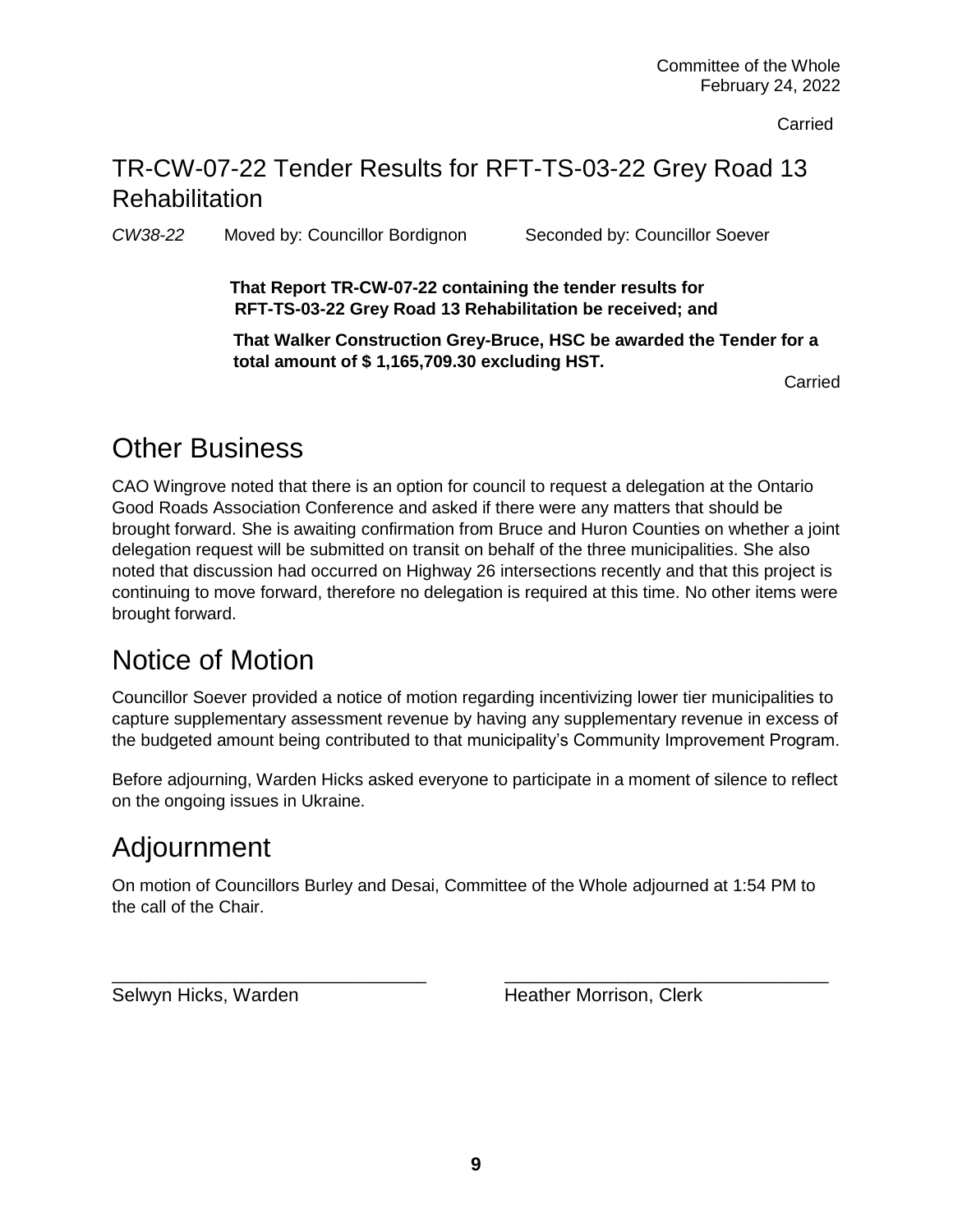Carried

## TR-CW-07-22 Tender Results for RFT-TS-03-22 Grey Road 13 Rehabilitation

*CW38-22* Moved by: Councillor Bordignon Seconded by: Councillor Soever

**That Report TR-CW-07-22 containing the tender results for RFT-TS-03-22 Grey Road 13 Rehabilitation be received; and**

**That Walker Construction Grey-Bruce, HSC be awarded the Tender for a total amount of $ 1,165,709.30 excluding HST.**

Carried

# Other Business

CAO Wingrove noted that there is an option for council to request a delegation at the Ontario Good Roads Association Conference and asked if there were any matters that should be brought forward. She is awaiting confirmation from Bruce and Huron Counties on whether a joint delegation request will be submitted on transit on behalf of the three municipalities. She also noted that discussion had occurred on Highway 26 intersections recently and that this project is continuing to move forward, therefore no delegation is required at this time. No other items were brought forward.

# Notice of Motion

Councillor Soever provided a notice of motion regarding incentivizing lower tier municipalities to capture supplementary assessment revenue by having any supplementary revenue in excess of the budgeted amount being contributed to that municipality's Community Improvement Program.

Before adjourning, Warden Hicks asked everyone to participate in a moment of silence to reflect on the ongoing issues in Ukraine.

# Adjournment

On motion of Councillors Burley and Desai, Committee of the Whole adjourned at 1:54 PM to the call of the Chair.

Selwyn Hicks, Warden

Heather Morrison, Clerk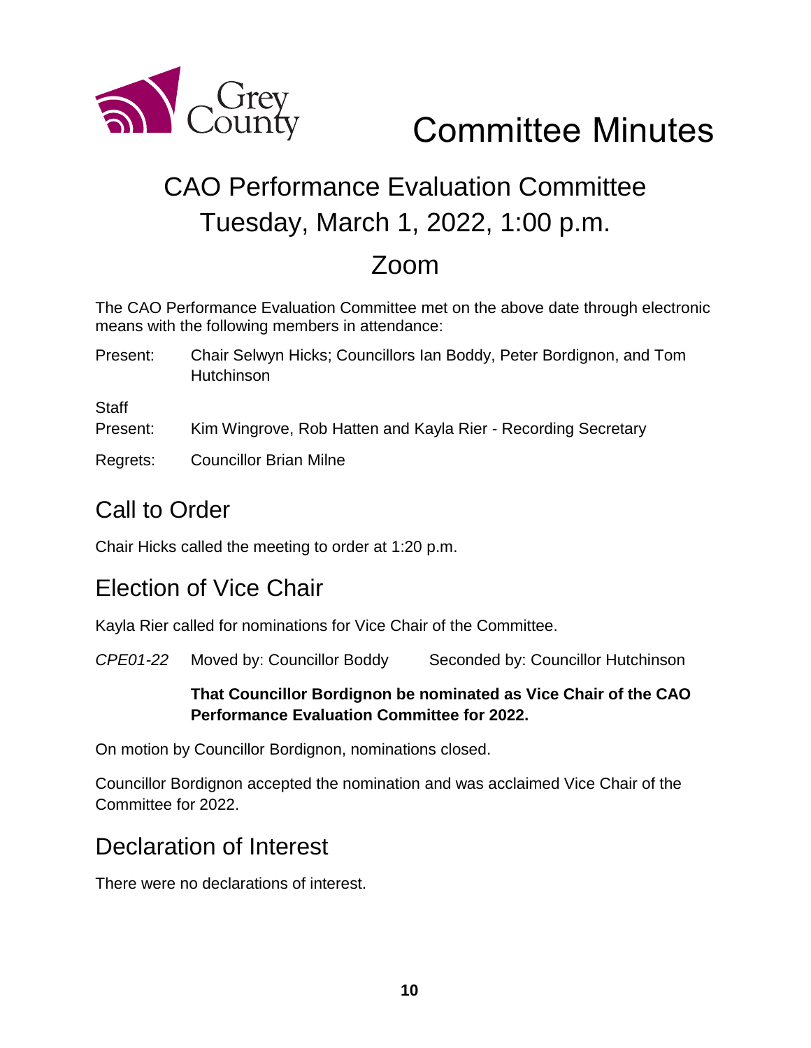# Committee Minutes

## CAO Performance Evaluation Committee
## Tuesday, March 1, 2022, 1:00 p.m.
## Zoom

The CAO Performance Evaluation Committee met on the above date through electronic means with the following members in attendance:

Present: Chair Selwyn Hicks; Councillors Ian Boddy, Peter Bordignon, and Tom Hutchinson

Staff Present: Kim Wingrove, Rob Hatten and Kayla Rier - Recording Secretary

Regrets: Councillor Brian Milne

## Call to Order

Chair Hicks called the meeting to order at 1:20 p.m.

## Election of Vice Chair

Kayla Rier called for nominations for Vice Chair of the Committee.

*CPE01-22* Moved by: Councillor Boddy Seconded by: Councillor Hutchinson

**That Councillor Bordignon be nominated as Vice Chair of the CAO Performance Evaluation Committee for 2022.**

On motion by Councillor Bordignon, nominations closed.

Councillor Bordignon accepted the nomination and was acclaimed Vice Chair of the Committee for 2022.

## Declaration of Interest

There were no declarations of interest.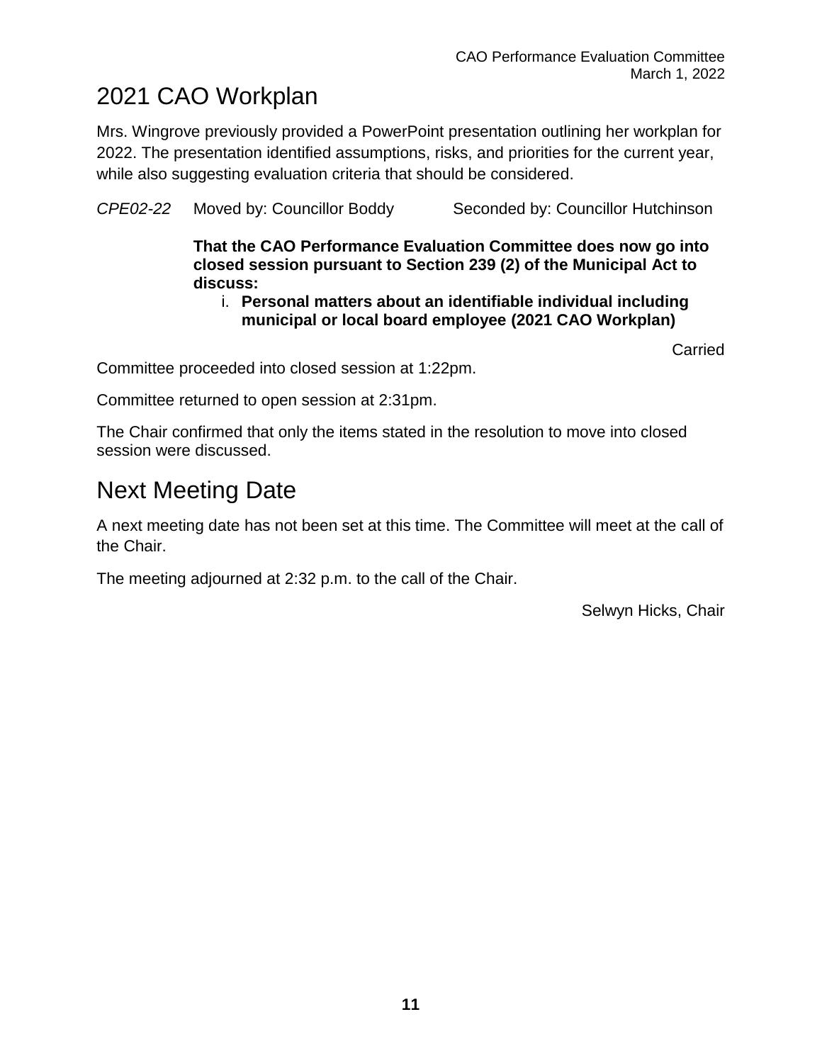## 2021 CAO Workplan

Mrs. Wingrove previously provided a PowerPoint presentation outlining her workplan for 2022. The presentation identified assumptions, risks, and priorities for the current year, while also suggesting evaluation criteria that should be considered.

*CPE02-22* Moved by: Councillor Boddy Seconded by: Councillor Hutchinson

**That the CAO Performance Evaluation Committee does now go into closed session pursuant to Section 239 (2) of the Municipal Act to discuss:**

i. **Personal matters about an identifiable individual including municipal or local board employee (2021 CAO Workplan)**

Carried

Committee proceeded into closed session at 1:22pm.

Committee returned to open session at 2:31pm.

The Chair confirmed that only the items stated in the resolution to move into closed session were discussed.

## Next Meeting Date

A next meeting date has not been set at this time. The Committee will meet at the call of the Chair.

The meeting adjourned at 2:32 p.m. to the call of the Chair.

Selwyn Hicks, Chair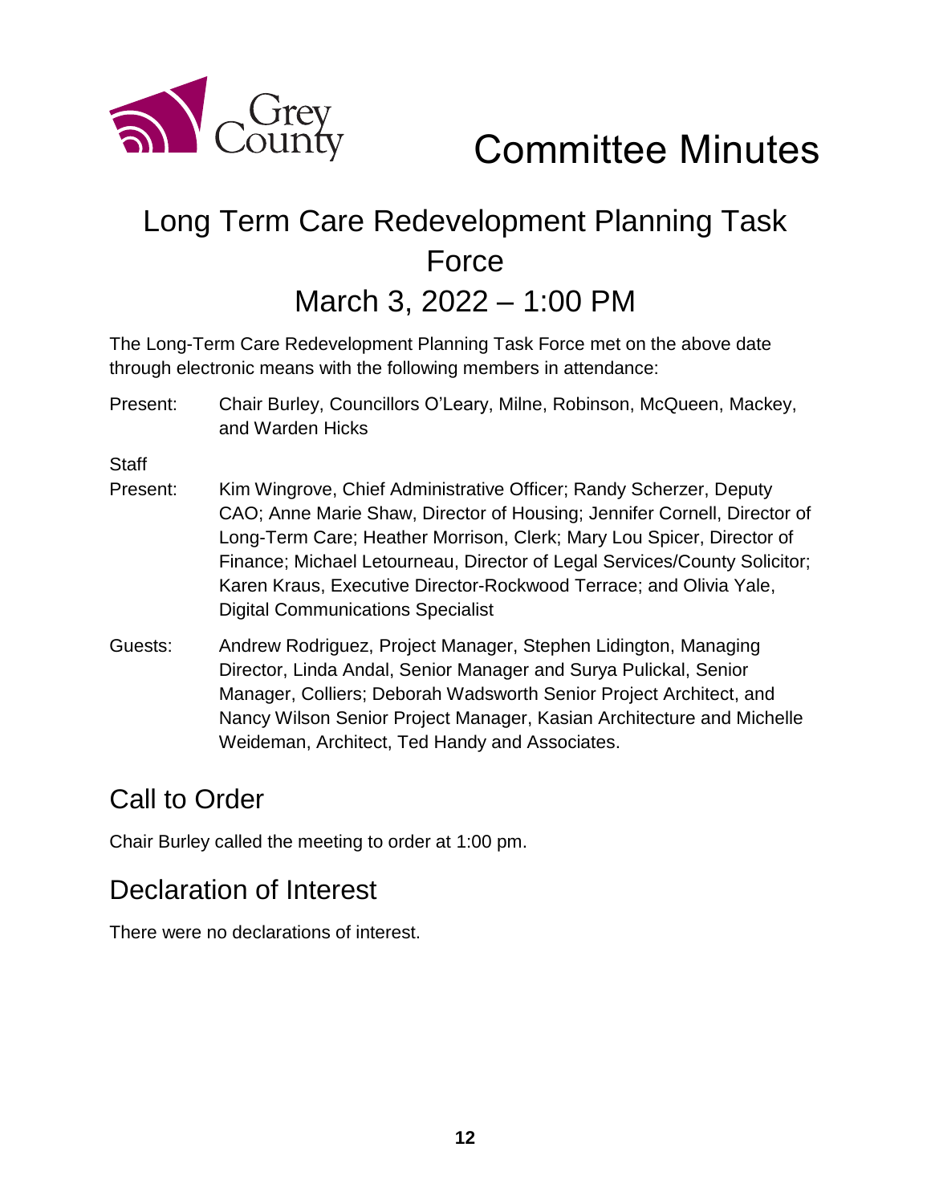# Committee Minutes

## Long Term Care Redevelopment Planning Task Force

## March 3, 2022 – 1:00 PM

The Long-Term Care Redevelopment Planning Task Force met on the above date through electronic means with the following members in attendance:

Present: Chair Burley, Councillors O'Leary, Milne, Robinson, McQueen, Mackey, and Warden Hicks

Staff Present: Kim Wingrove, Chief Administrative Officer; Randy Scherzer, Deputy CAO; Anne Marie Shaw, Director of Housing; Jennifer Cornell, Director of Long-Term Care; Heather Morrison, Clerk; Mary Lou Spicer, Director of Finance; Michael Letourneau, Director of Legal Services/County Solicitor; Karen Kraus, Executive Director-Rockwood Terrace; and Olivia Yale, Digital Communications Specialist

Guests: Andrew Rodriguez, Project Manager, Stephen Lidington, Managing Director, Linda Andal, Senior Manager and Surya Pulickal, Senior Manager, Colliers; Deborah Wadsworth Senior Project Architect, and Nancy Wilson Senior Project Manager, Kasian Architecture and Michelle Weideman, Architect, Ted Handy and Associates.

## Call to Order

Chair Burley called the meeting to order at 1:00 pm.

## Declaration of Interest

There were no declarations of interest.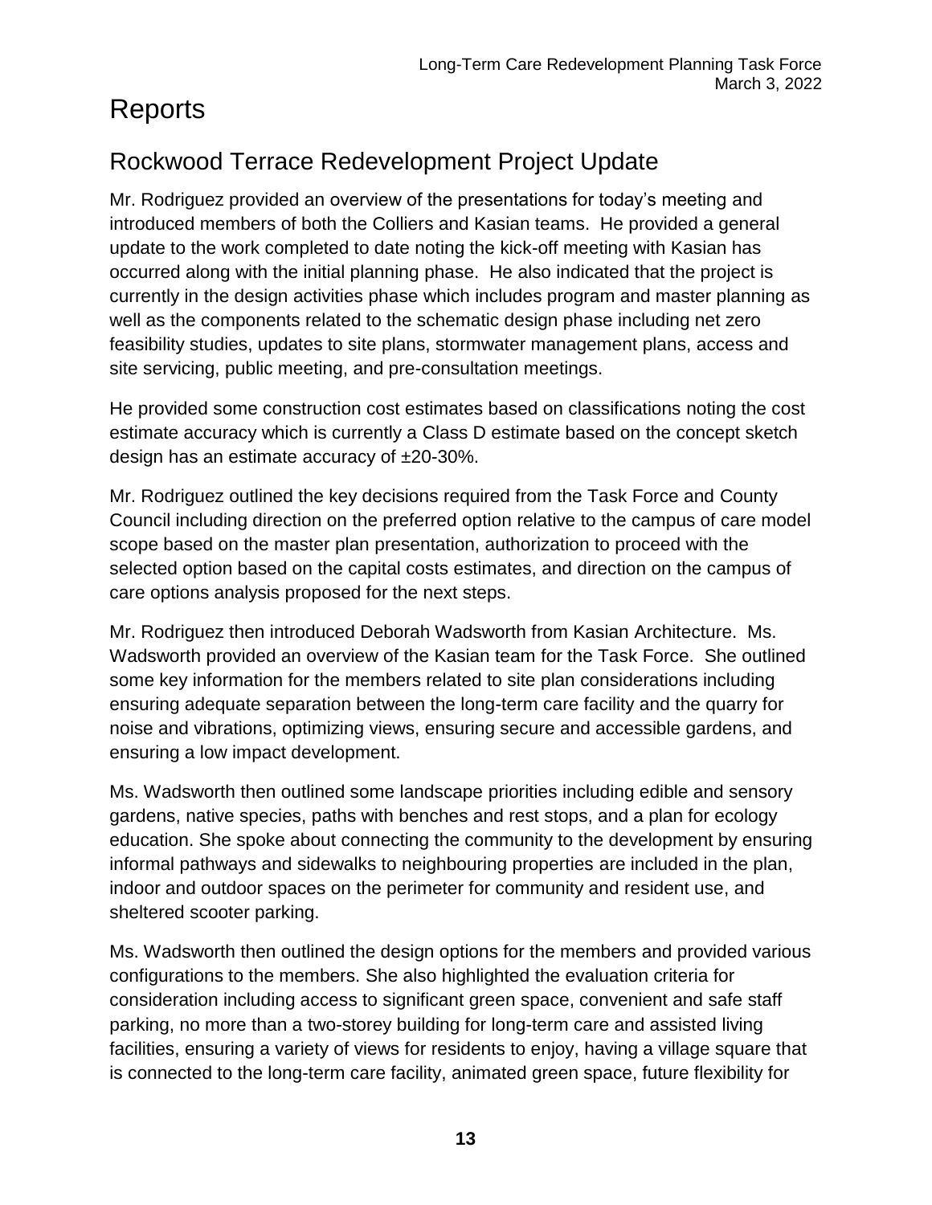# Reports

## Rockwood Terrace Redevelopment Project Update

Mr. Rodriguez provided an overview of the presentations for today's meeting and introduced members of both the Colliers and Kasian teams. He provided a general update to the work completed to date noting the kick-off meeting with Kasian has occurred along with the initial planning phase. He also indicated that the project is currently in the design activities phase which includes program and master planning as well as the components related to the schematic design phase including net zero feasibility studies, updates to site plans, stormwater management plans, access and site servicing, public meeting, and pre-consultation meetings.

He provided some construction cost estimates based on classifications noting the cost estimate accuracy which is currently a Class D estimate based on the concept sketch design has an estimate accuracy of ±20-30%.

Mr. Rodriguez outlined the key decisions required from the Task Force and County Council including direction on the preferred option relative to the campus of care model scope based on the master plan presentation, authorization to proceed with the selected option based on the capital costs estimates, and direction on the campus of care options analysis proposed for the next steps.

Mr. Rodriguez then introduced Deborah Wadsworth from Kasian Architecture. Ms. Wadsworth provided an overview of the Kasian team for the Task Force. She outlined some key information for the members related to site plan considerations including ensuring adequate separation between the long-term care facility and the quarry for noise and vibrations, optimizing views, ensuring secure and accessible gardens, and ensuring a low impact development.

Ms. Wadsworth then outlined some landscape priorities including edible and sensory gardens, native species, paths with benches and rest stops, and a plan for ecology education. She spoke about connecting the community to the development by ensuring informal pathways and sidewalks to neighbouring properties are included in the plan, indoor and outdoor spaces on the perimeter for community and resident use, and sheltered scooter parking.

Ms. Wadsworth then outlined the design options for the members and provided various configurations to the members. She also highlighted the evaluation criteria for consideration including access to significant green space, convenient and safe staff parking, no more than a two-storey building for long-term care and assisted living facilities, ensuring a variety of views for residents to enjoy, having a village square that is connected to the long-term care facility, animated green space, future flexibility for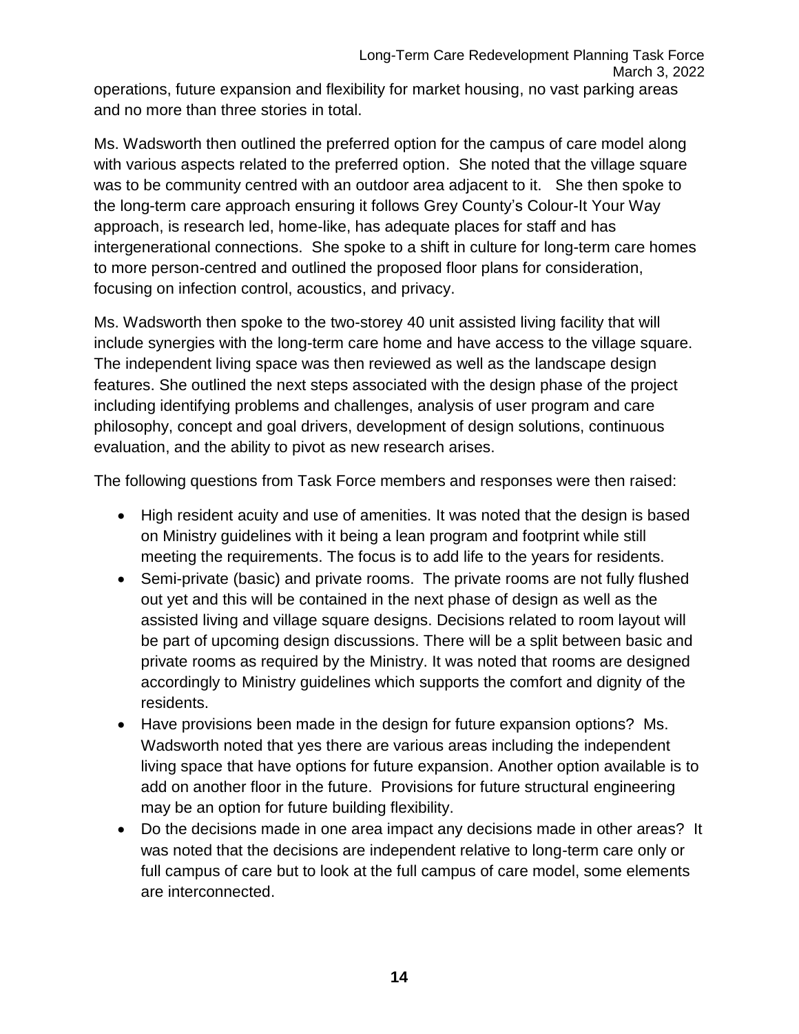operations, future expansion and flexibility for market housing, no vast parking areas and no more than three stories in total.

Ms. Wadsworth then outlined the preferred option for the campus of care model along with various aspects related to the preferred option. She noted that the village square was to be community centred with an outdoor area adjacent to it. She then spoke to the long-term care approach ensuring it follows Grey County's Colour-It Your Way approach, is research led, home-like, has adequate places for staff and has intergenerational connections. She spoke to a shift in culture for long-term care homes to more person-centred and outlined the proposed floor plans for consideration, focusing on infection control, acoustics, and privacy.

Ms. Wadsworth then spoke to the two-storey 40 unit assisted living facility that will include synergies with the long-term care home and have access to the village square. The independent living space was then reviewed as well as the landscape design features. She outlined the next steps associated with the design phase of the project including identifying problems and challenges, analysis of user program and care philosophy, concept and goal drivers, development of design solutions, continuous evaluation, and the ability to pivot as new research arises.

The following questions from Task Force members and responses were then raised:

- High resident acuity and use of amenities. It was noted that the design is based on Ministry guidelines with it being a lean program and footprint while still meeting the requirements. The focus is to add life to the years for residents.
- Semi-private (basic) and private rooms. The private rooms are not fully flushed out yet and this will be contained in the next phase of design as well as the assisted living and village square designs. Decisions related to room layout will be part of upcoming design discussions. There will be a split between basic and private rooms as required by the Ministry. It was noted that rooms are designed accordingly to Ministry guidelines which supports the comfort and dignity of the residents.
- Have provisions been made in the design for future expansion options? Ms. Wadsworth noted that yes there are various areas including the independent living space that have options for future expansion. Another option available is to add on another floor in the future. Provisions for future structural engineering may be an option for future building flexibility.
- Do the decisions made in one area impact any decisions made in other areas? It was noted that the decisions are independent relative to long-term care only or full campus of care but to look at the full campus of care model, some elements are interconnected.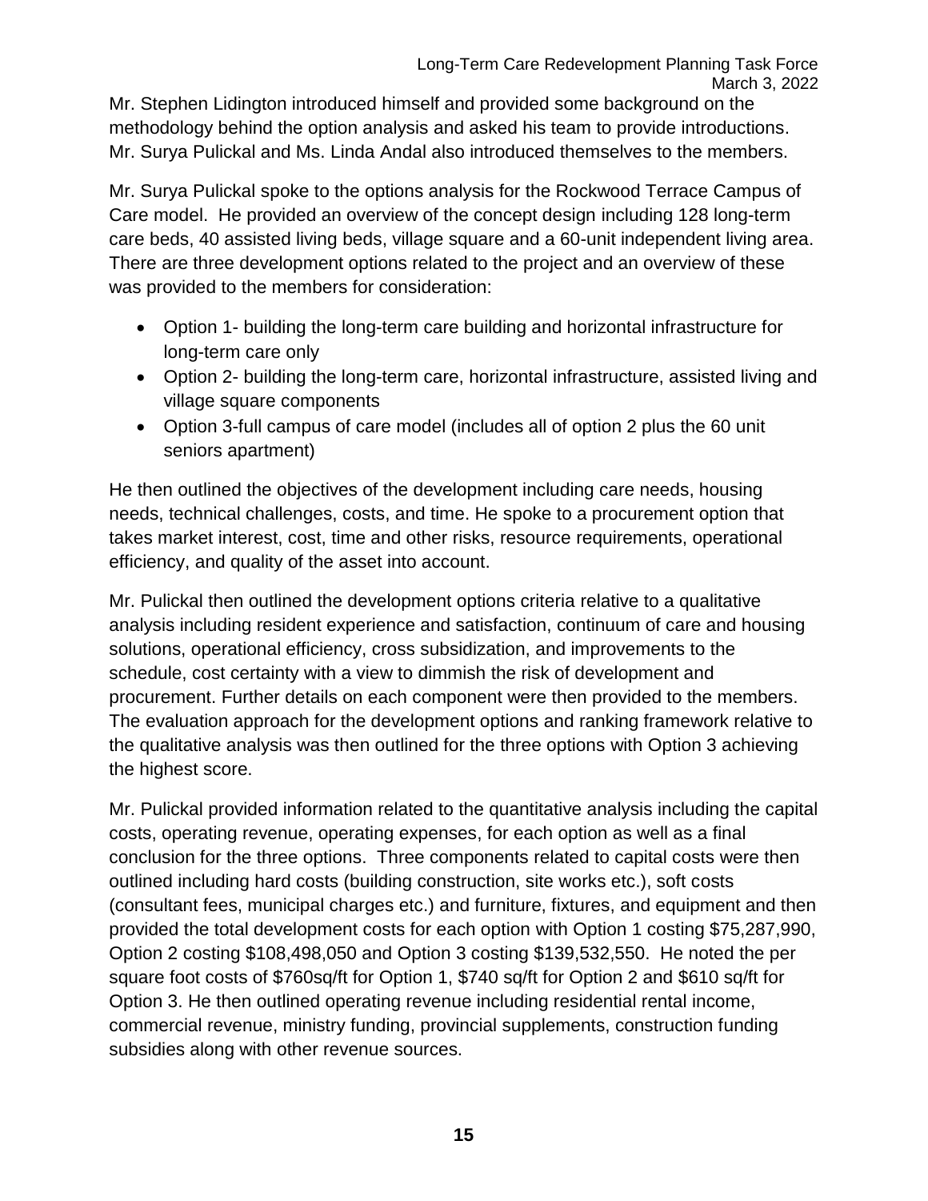Mr. Stephen Lidington introduced himself and provided some background on the methodology behind the option analysis and asked his team to provide introductions. Mr. Surya Pulickal and Ms. Linda Andal also introduced themselves to the members.

Mr. Surya Pulickal spoke to the options analysis for the Rockwood Terrace Campus of Care model. He provided an overview of the concept design including 128 long-term care beds, 40 assisted living beds, village square and a 60-unit independent living area. There are three development options related to the project and an overview of these was provided to the members for consideration:

- Option 1- building the long-term care building and horizontal infrastructure for long-term care only
- Option 2- building the long-term care, horizontal infrastructure, assisted living and village square components
- Option 3-full campus of care model (includes all of option 2 plus the 60 unit seniors apartment)

He then outlined the objectives of the development including care needs, housing needs, technical challenges, costs, and time. He spoke to a procurement option that takes market interest, cost, time and other risks, resource requirements, operational efficiency, and quality of the asset into account.

Mr. Pulickal then outlined the development options criteria relative to a qualitative analysis including resident experience and satisfaction, continuum of care and housing solutions, operational efficiency, cross subsidization, and improvements to the schedule, cost certainty with a view to dimmish the risk of development and procurement. Further details on each component were then provided to the members. The evaluation approach for the development options and ranking framework relative to the qualitative analysis was then outlined for the three options with Option 3 achieving the highest score.

Mr. Pulickal provided information related to the quantitative analysis including the capital costs, operating revenue, operating expenses, for each option as well as a final conclusion for the three options. Three components related to capital costs were then outlined including hard costs (building construction, site works etc.), soft costs (consultant fees, municipal charges etc.) and furniture, fixtures, and equipment and then provided the total development costs for each option with Option 1 costing $75,287,990, Option 2 costing $108,498,050 and Option 3 costing $139,532,550. He noted the per square foot costs of $760sq/ft for Option 1, $740 sq/ft for Option 2 and $610 sq/ft for Option 3. He then outlined operating revenue including residential rental income, commercial revenue, ministry funding, provincial supplements, construction funding subsidies along with other revenue sources.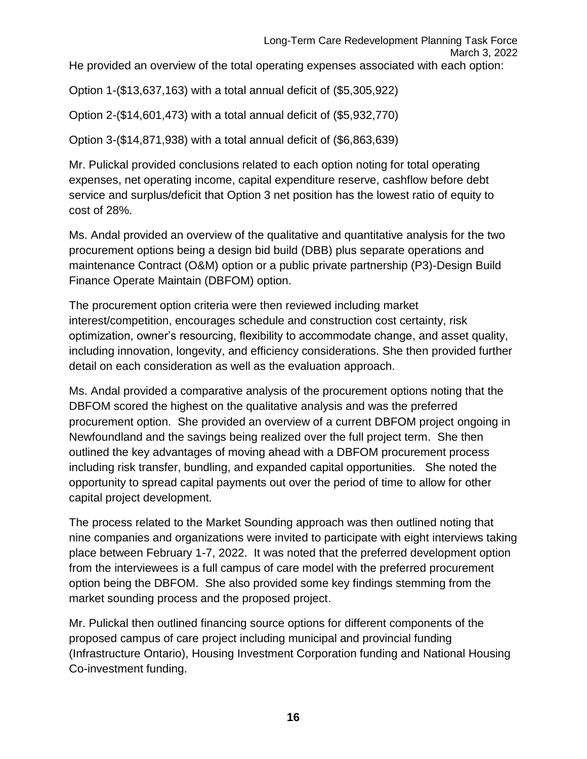He provided an overview of the total operating expenses associated with each option:

Option 1-($13,637,163) with a total annual deficit of ($5,305,922)

Option 2-($14,601,473) with a total annual deficit of ($5,932,770)

Option 3-($14,871,938) with a total annual deficit of ($6,863,639)

Mr. Pulickal provided conclusions related to each option noting for total operating expenses, net operating income, capital expenditure reserve, cashflow before debt service and surplus/deficit that Option 3 net position has the lowest ratio of equity to cost of 28%.

Ms. Andal provided an overview of the qualitative and quantitative analysis for the two procurement options being a design bid build (DBB) plus separate operations and maintenance Contract (O&M) option or a public private partnership (P3)-Design Build Finance Operate Maintain (DBFOM) option.

The procurement option criteria were then reviewed including market interest/competition, encourages schedule and construction cost certainty, risk optimization, owner's resourcing, flexibility to accommodate change, and asset quality, including innovation, longevity, and efficiency considerations. She then provided further detail on each consideration as well as the evaluation approach.

Ms. Andal provided a comparative analysis of the procurement options noting that the DBFOM scored the highest on the qualitative analysis and was the preferred procurement option. She provided an overview of a current DBFOM project ongoing in Newfoundland and the savings being realized over the full project term. She then outlined the key advantages of moving ahead with a DBFOM procurement process including risk transfer, bundling, and expanded capital opportunities. She noted the opportunity to spread capital payments out over the period of time to allow for other capital project development.

The process related to the Market Sounding approach was then outlined noting that nine companies and organizations were invited to participate with eight interviews taking place between February 1-7, 2022. It was noted that the preferred development option from the interviewees is a full campus of care model with the preferred procurement option being the DBFOM. She also provided some key findings stemming from the market sounding process and the proposed project.

Mr. Pulickal then outlined financing source options for different components of the proposed campus of care project including municipal and provincial funding (Infrastructure Ontario), Housing Investment Corporation funding and National Housing Co-investment funding.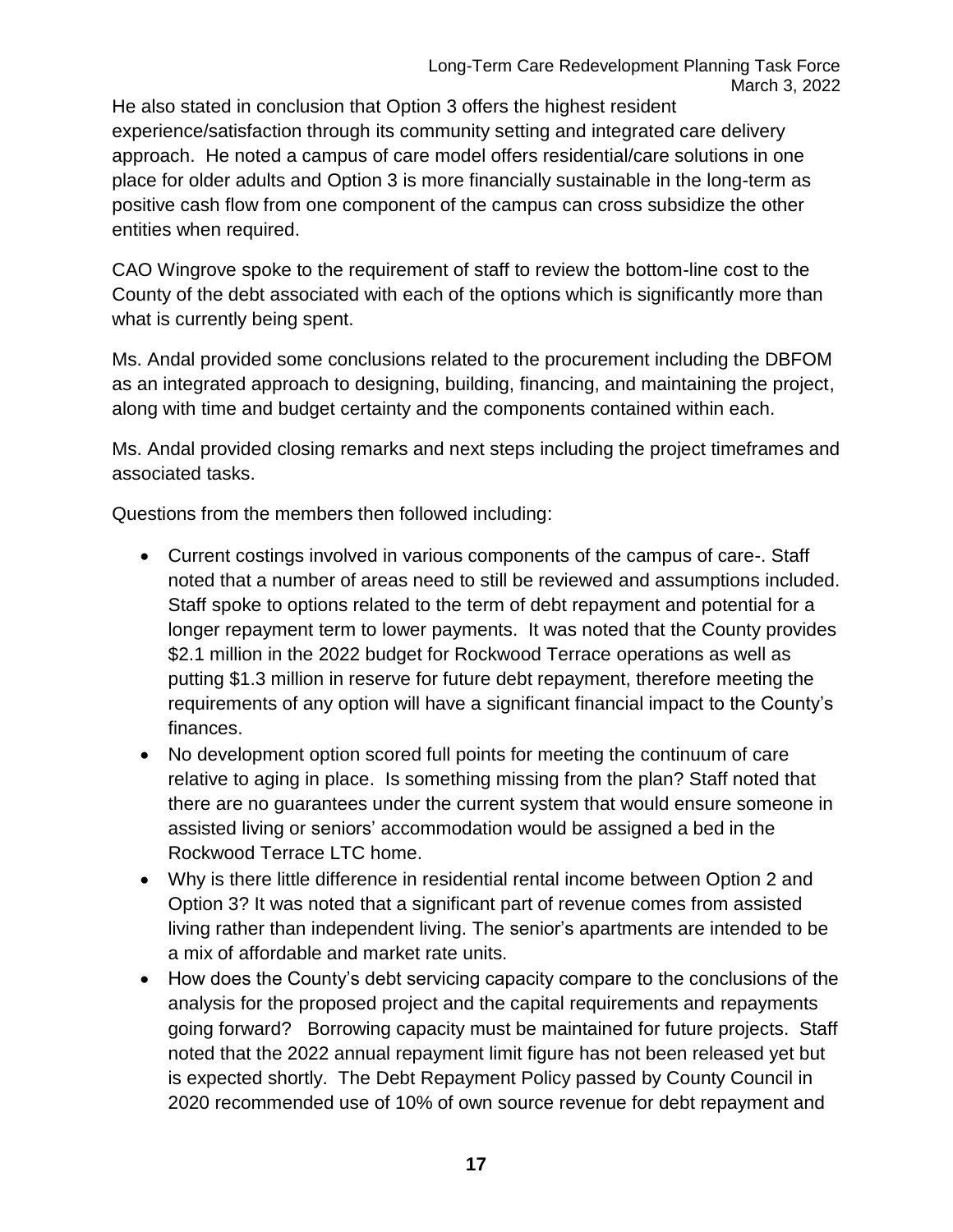He also stated in conclusion that Option 3 offers the highest resident experience/satisfaction through its community setting and integrated care delivery approach. He noted a campus of care model offers residential/care solutions in one place for older adults and Option 3 is more financially sustainable in the long-term as positive cash flow from one component of the campus can cross subsidize the other entities when required.

CAO Wingrove spoke to the requirement of staff to review the bottom-line cost to the County of the debt associated with each of the options which is significantly more than what is currently being spent.

Ms. Andal provided some conclusions related to the procurement including the DBFOM as an integrated approach to designing, building, financing, and maintaining the project, along with time and budget certainty and the components contained within each.

Ms. Andal provided closing remarks and next steps including the project timeframes and associated tasks.

Questions from the members then followed including:

- Current costings involved in various components of the campus of care-. Staff noted that a number of areas need to still be reviewed and assumptions included. Staff spoke to options related to the term of debt repayment and potential for a longer repayment term to lower payments. It was noted that the County provides $2.1 million in the 2022 budget for Rockwood Terrace operations as well as putting $1.3 million in reserve for future debt repayment, therefore meeting the requirements of any option will have a significant financial impact to the County's finances.
- No development option scored full points for meeting the continuum of care relative to aging in place. Is something missing from the plan? Staff noted that there are no guarantees under the current system that would ensure someone in assisted living or seniors' accommodation would be assigned a bed in the Rockwood Terrace LTC home.
- Why is there little difference in residential rental income between Option 2 and Option 3? It was noted that a significant part of revenue comes from assisted living rather than independent living. The senior's apartments are intended to be a mix of affordable and market rate units.
- How does the County's debt servicing capacity compare to the conclusions of the analysis for the proposed project and the capital requirements and repayments going forward? Borrowing capacity must be maintained for future projects. Staff noted that the 2022 annual repayment limit figure has not been released yet but is expected shortly. The Debt Repayment Policy passed by County Council in 2020 recommended use of 10% of own source revenue for debt repayment and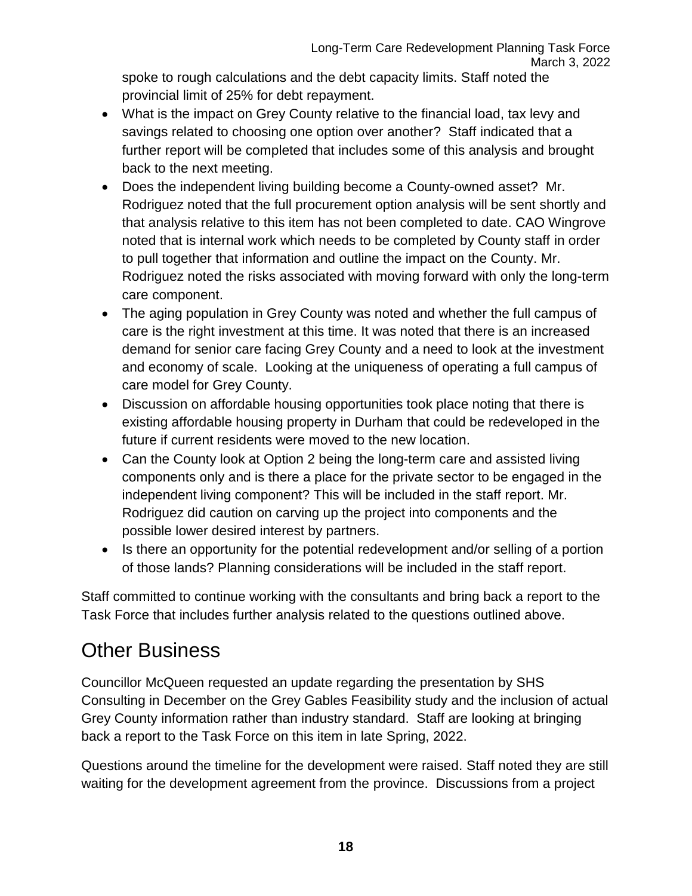spoke to rough calculations and the debt capacity limits. Staff noted the provincial limit of 25% for debt repayment.

- What is the impact on Grey County relative to the financial load, tax levy and savings related to choosing one option over another? Staff indicated that a further report will be completed that includes some of this analysis and brought back to the next meeting.
- Does the independent living building become a County-owned asset? Mr. Rodriguez noted that the full procurement option analysis will be sent shortly and that analysis relative to this item has not been completed to date. CAO Wingrove noted that is internal work which needs to be completed by County staff in order to pull together that information and outline the impact on the County. Mr. Rodriguez noted the risks associated with moving forward with only the long-term care component.
- The aging population in Grey County was noted and whether the full campus of care is the right investment at this time. It was noted that there is an increased demand for senior care facing Grey County and a need to look at the investment and economy of scale. Looking at the uniqueness of operating a full campus of care model for Grey County.
- Discussion on affordable housing opportunities took place noting that there is existing affordable housing property in Durham that could be redeveloped in the future if current residents were moved to the new location.
- Can the County look at Option 2 being the long-term care and assisted living components only and is there a place for the private sector to be engaged in the independent living component? This will be included in the staff report. Mr. Rodriguez did caution on carving up the project into components and the possible lower desired interest by partners.
- Is there an opportunity for the potential redevelopment and/or selling of a portion of those lands? Planning considerations will be included in the staff report.

Staff committed to continue working with the consultants and bring back a report to the Task Force that includes further analysis related to the questions outlined above.

## Other Business

Councillor McQueen requested an update regarding the presentation by SHS Consulting in December on the Grey Gables Feasibility study and the inclusion of actual Grey County information rather than industry standard. Staff are looking at bringing back a report to the Task Force on this item in late Spring, 2022.

Questions around the timeline for the development were raised. Staff noted they are still waiting for the development agreement from the province. Discussions from a project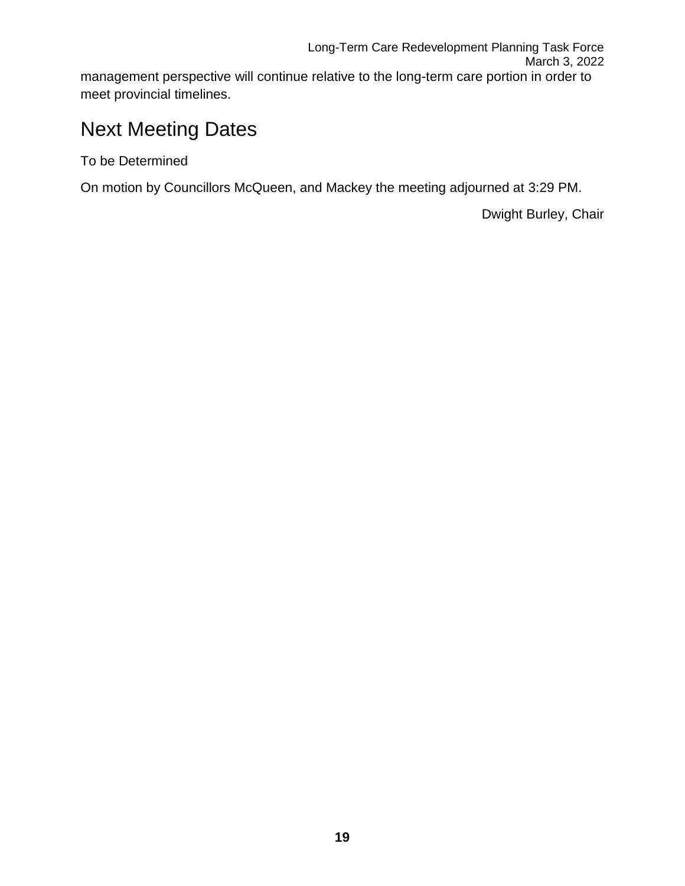management perspective will continue relative to the long-term care portion in order to meet provincial timelines.

# Next Meeting Dates

To be Determined

On motion by Councillors McQueen, and Mackey the meeting adjourned at 3:29 PM.

Dwight Burley, Chair